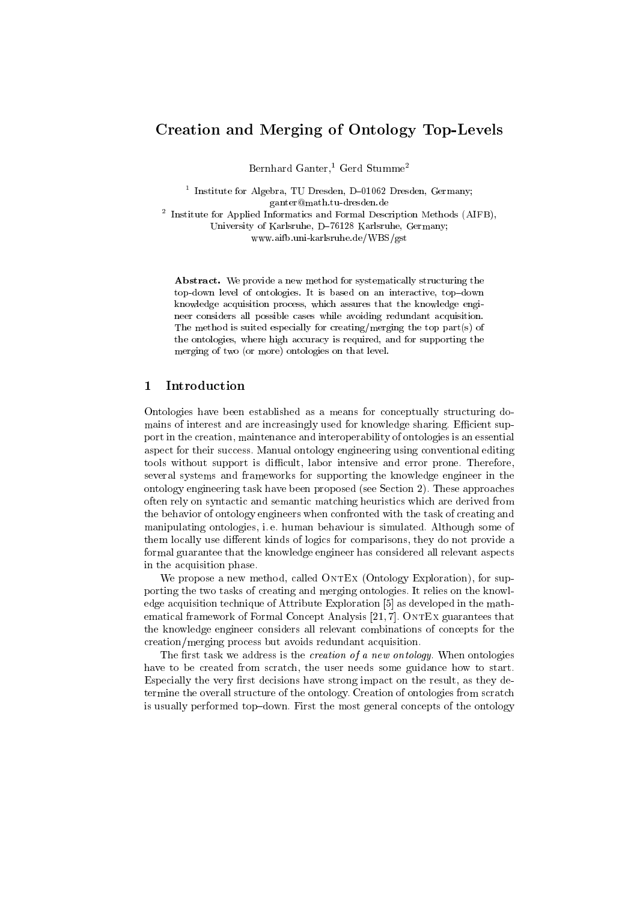# Creation and Merging of Ontology Top-Levels

Bernhard Ganter,[1] Gerd Stumme[2]

[1] Institute for Algebra, TU Dresden, D–01062 Dresden, Germany; ganter@math.tu-dresden.de
[2] Institute for Applied Informatics and Formal Description Methods (AIFB), University of Karlsruhe, D–76128 Karlsruhe, Germany; www.aifb.uni-karlsruhe.de/WBS/gst

**Abstract.** We provide a new method for systematically structuring the top-down level of ontologies. It is based on an interactive, top–down knowledge acquisition process, which assures that the knowledge engineer considers all possible cases while avoiding redundant acquisition. The method is suited especially for creating/merging the top part(s) of the ontologies, where high accuracy is required, and for supporting the merging of two (or more) ontologies on that level.

## 1 Introduction

Ontologies have been established as a means for conceptually structuring domains of interest and are increasingly used for knowledge sharing. Efficient support in the creation, maintenance and interoperability of ontologies is an essential aspect for their success. Manual ontology engineering using conventional editing tools without support is difficult, labor intensive and error prone. Therefore, several systems and frameworks for supporting the knowledge engineer in the ontology engineering task have been proposed (see Section 2). These approaches often rely on syntactic and semantic matching heuristics which are derived from the behavior of ontology engineers when confronted with the task of creating and manipulating ontologies, i. e. human behaviour is simulated. Although some of them locally use different kinds of logics for comparisons, they do not provide a formal guarantee that the knowledge engineer has considered all relevant aspects in the acquisition phase.

We propose a new method, called OntEx (Ontology Exploration), for supporting the two tasks of creating and merging ontologies. It relies on the knowledge acquisition technique of Attribute Exploration [5] as developed in the mathematical framework of Formal Concept Analysis [21, 7]. OntEx guarantees that the knowledge engineer considers all relevant combinations of concepts for the creation/merging process but avoids redundant acquisition.

The first task we address is the *creation of a new ontology*. When ontologies have to be created from scratch, the user needs some guidance how to start. Especially the very first decisions have strong impact on the result, as they determine the overall structure of the ontology. Creation of ontologies from scratch is usually performed top–down. First the most general concepts of the ontology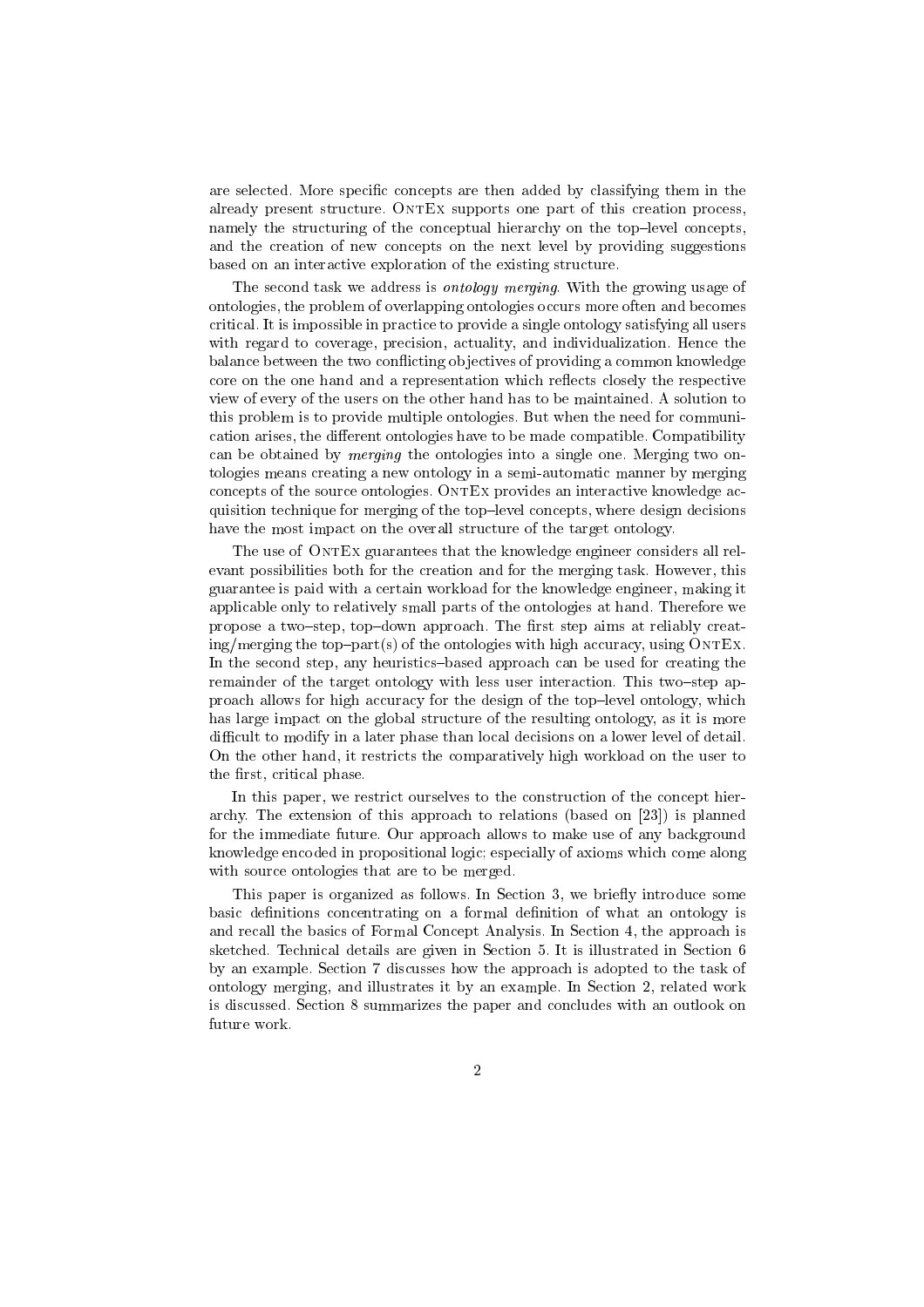are selected. More specific concepts are then added by classifying them in the already present structure. OntEx supports one part of this creation process, namely the structuring of the conceptual hierarchy on the top–level concepts, and the creation of new concepts on the next level by providing suggestions based on an interactive exploration of the existing structure.

The second task we address is *ontology merging*. With the growing usage of ontologies, the problem of overlapping ontologies occurs more often and becomes critical. It is impossible in practice to provide a single ontology satisfying all users with regard to coverage, precision, actuality, and individualization. Hence the balance between the two conflicting objectives of providing a common knowledge core on the one hand and a representation which reflects closely the respective view of every of the users on the other hand has to be maintained. A solution to this problem is to provide multiple ontologies. But when the need for communication arises, the different ontologies have to be made compatible. Compatibility can be obtained by *merging* the ontologies into a single one. Merging two ontologies means creating a new ontology in a semi-automatic manner by merging concepts of the source ontologies. OntEx provides an interactive knowledge acquisition technique for merging of the top–level concepts, where design decisions have the most impact on the overall structure of the target ontology.

The use of OntEx guarantees that the knowledge engineer considers all relevant possibilities both for the creation and for the merging task. However, this guarantee is paid with a certain workload for the knowledge engineer, making it applicable only to relatively small parts of the ontologies at hand. Therefore we propose a two–step, top–down approach. The first step aims at reliably creating/merging the top–part(s) of the ontologies with high accuracy, using OntEx. In the second step, any heuristics–based approach can be used for creating the remainder of the target ontology with less user interaction. This two–step approach allows for high accuracy for the design of the top–level ontology, which has large impact on the global structure of the resulting ontology, as it is more difficult to modify in a later phase than local decisions on a lower level of detail. On the other hand, it restricts the comparatively high workload on the user to the first, critical phase.

In this paper, we restrict ourselves to the construction of the concept hierarchy. The extension of this approach to relations (based on [23]) is planned for the immediate future. Our approach allows to make use of any background knowledge encoded in propositional logic; especially of axioms which come along with source ontologies that are to be merged.

This paper is organized as follows. In Section 3, we briefly introduce some basic definitions concentrating on a formal definition of what an ontology is and recall the basics of Formal Concept Analysis. In Section 4, the approach is sketched. Technical details are given in Section 5. It is illustrated in Section 6 by an example. Section 7 discusses how the approach is adopted to the task of ontology merging, and illustrates it by an example. In Section 2, related work is discussed. Section 8 summarizes the paper and concludes with an outlook on future work.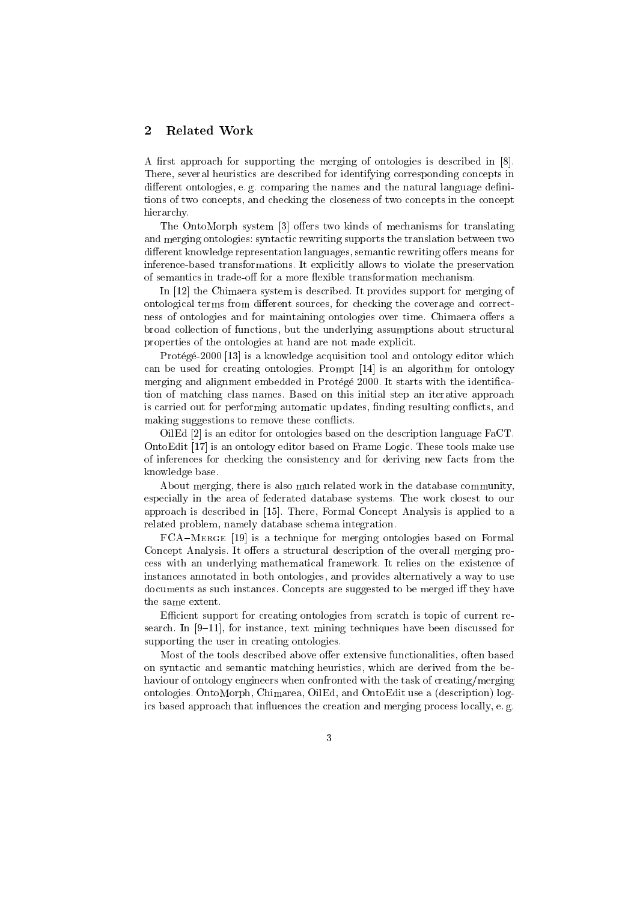## 2 Related Work

A first approach for supporting the merging of ontologies is described in [8]. There, several heuristics are described for identifying corresponding concepts in different ontologies, e. g. comparing the names and the natural language definitions of two concepts, and checking the closeness of two concepts in the concept hierarchy.

The OntoMorph system [3] offers two kinds of mechanisms for translating and merging ontologies: syntactic rewriting supports the translation between two different knowledge representation languages, semantic rewriting offers means for inference-based transformations. It explicitly allows to violate the preservation of semantics in trade-off for a more flexible transformation mechanism.

In [12] the Chimaera system is described. It provides support for merging of ontological terms from different sources, for checking the coverage and correctness of ontologies and for maintaining ontologies over time. Chimaera offers a broad collection of functions, but the underlying assumptions about structural properties of the ontologies at hand are not made explicit.

Protégé-2000 [13] is a knowledge acquisition tool and ontology editor which can be used for creating ontologies. Prompt [14] is an algorithm for ontology merging and alignment embedded in Protégé 2000. It starts with the identification of matching class names. Based on this initial step an iterative approach is carried out for performing automatic updates, finding resulting conflicts, and making suggestions to remove these conflicts.

OilEd [2] is an editor for ontologies based on the description language FaCT. OntoEdit [17] is an ontology editor based on Frame Logic. These tools make use of inferences for checking the consistency and for deriving new facts from the knowledge base.

About merging, there is also much related work in the database community, especially in the area of federated database systems. The work closest to our approach is described in [15]. There, Formal Concept Analysis is applied to a related problem, namely database schema integration.

FCA–Merge [19] is a technique for merging ontologies based on Formal Concept Analysis. It offers a structural description of the overall merging process with an underlying mathematical framework. It relies on the existence of instances annotated in both ontologies, and provides alternatively a way to use documents as such instances. Concepts are suggested to be merged iff they have the same extent.

Efficient support for creating ontologies from scratch is topic of current research. In [9–11], for instance, text mining techniques have been discussed for supporting the user in creating ontologies.

Most of the tools described above offer extensive functionalities, often based on syntactic and semantic matching heuristics, which are derived from the behaviour of ontology engineers when confronted with the task of creating/merging ontologies. OntoMorph, Chimarea, OilEd, and OntoEdit use a (description) logics based approach that influences the creation and merging process locally, e. g.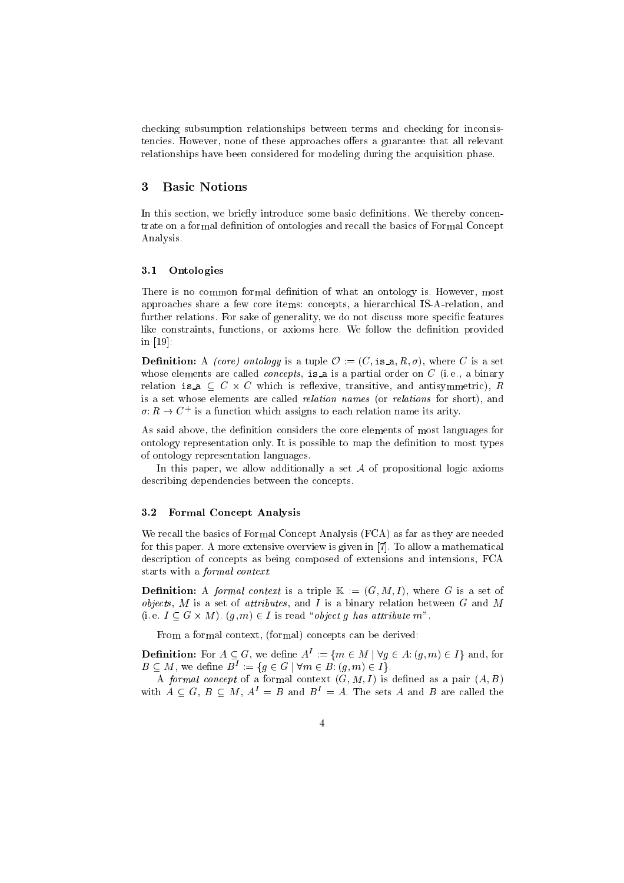checking subsumption relationships between terms and checking for inconsistencies. However, none of these approaches offers a guarantee that all relevant relationships have been considered for modeling during the acquisition phase.

## 3 Basic Notions

In this section, we briefly introduce some basic definitions. We thereby concentrate on a formal definition of ontologies and recall the basics of Formal Concept Analysis.

### 3.1 Ontologies

There is no common formal definition of what an ontology is. However, most approaches share a few core items: concepts, a hierarchical IS-A-relation, and further relations. For sake of generality, we do not discuss more specific features like constraints, functions, or axioms here. We follow the definition provided in [19]:

**Definition:** A *(core) ontology* is a tuple $\mathcal{O} := (C, \mathtt{is\_a}, R, \sigma)$, where $C$ is a set whose elements are called *concepts*, $\mathtt{is\_a}$ is a partial order on $C$ (i.e., a binary relation $\mathtt{is\_a} \subseteq C \times C$ which is reflexive, transitive, and antisymmetric), $R$ is a set whose elements are called *relation names* (or *relations* for short), and $\sigma: R \to C^+$ is a function which assigns to each relation name its arity.

As said above, the definition considers the core elements of most languages for ontology representation only. It is possible to map the definition to most types of ontology representation languages.

In this paper, we allow additionally a set $\mathcal{A}$ of propositional logic axioms describing dependencies between the concepts.

### 3.2 Formal Concept Analysis

We recall the basics of Formal Concept Analysis (FCA) as far as they are needed for this paper. A more extensive overview is given in [7]. To allow a mathematical description of concepts as being composed of extensions and intensions, FCA starts with a *formal context*:

**Definition:** A *formal context* is a triple $\mathbb{K} := (G, M, I)$, where $G$ is a set of *objects*, $M$ is a set of *attributes*, and $I$ is a binary relation between $G$ and $M$ (i.e. $I \subseteq G \times M$). $(g, m) \in I$ is read "*object $g$ has attribute $m$*".

From a formal context, (formal) concepts can be derived:

**Definition:** For $A \subseteq G$, we define $A^I := \{m \in M \mid \forall g \in A: (g, m) \in I\}$ and, for $B \subseteq M$, we define $B^I := \{g \in G \mid \forall m \in B: (g, m) \in I\}$.

A *formal concept* of a formal context $(G, M, I)$ is defined as a pair $(A, B)$ with $A \subseteq G$, $B \subseteq M$, $A^I = B$ and $B^I = A$. The sets $A$ and $B$ are called the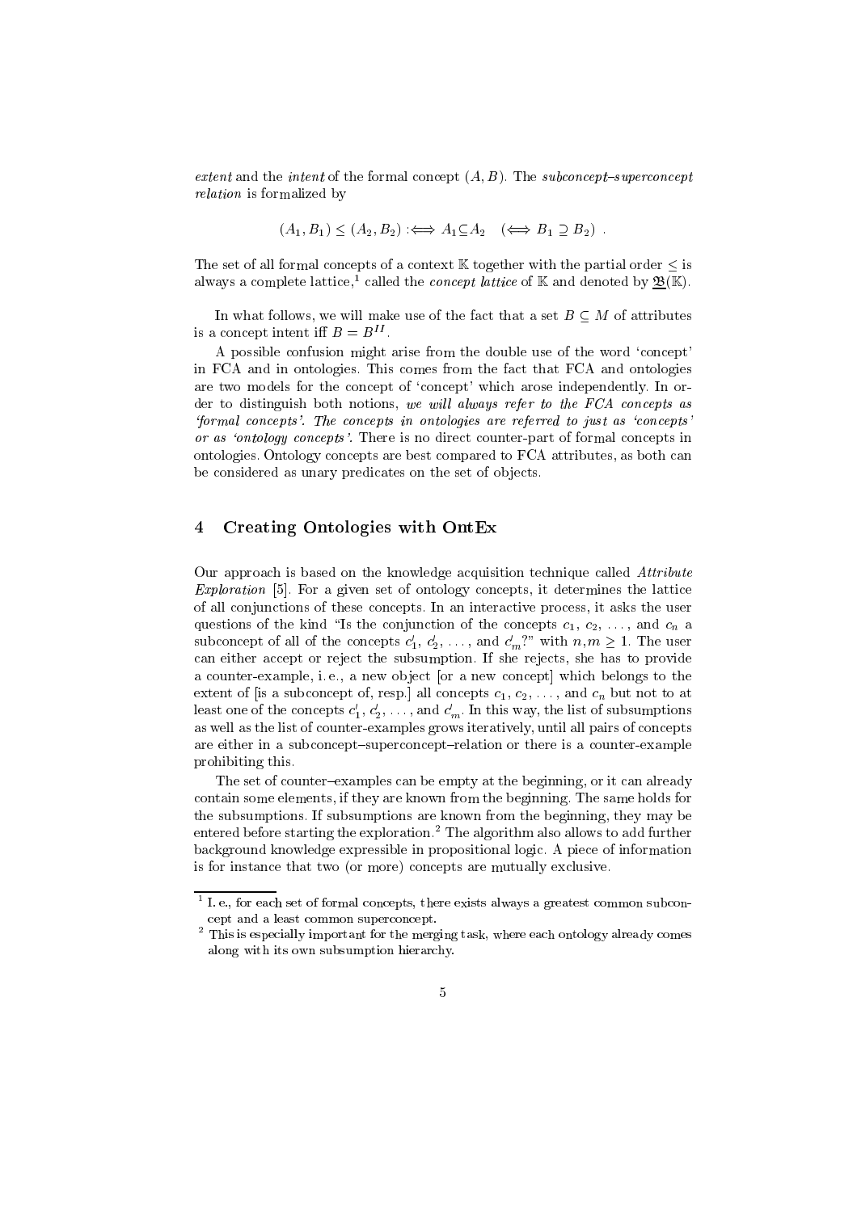*extent* and the *intent* of the formal concept $(A, B)$. The *subconcept–superconcept relation* is formalized by

$$(A_1, B_1) \leq (A_2, B_2) :\Longleftrightarrow A_1 \subseteq A_2 \quad (\Longleftrightarrow B_1 \supseteq B_2) \ .$$

The set of all formal concepts of a context $\mathbb{K}$ together with the partial order $\leq$ is always a complete lattice,[1] called the *concept lattice* of $\mathbb{K}$ and denoted by $\underline{\mathfrak{B}}(\mathbb{K})$.

In what follows, we will make use of the fact that a set $B \subseteq M$ of attributes is a concept intent iff $B = B^{II}$.

A possible confusion might arise from the double use of the word 'concept' in FCA and in ontologies. This comes from the fact that FCA and ontologies are two models for the concept of 'concept' which arose independently. In order to distinguish both notions, *we will always refer to the FCA concepts as 'formal concepts'. The concepts in ontologies are referred to just as 'concepts' or as 'ontology concepts'.* There is no direct counter-part of formal concepts in ontologies. Ontology concepts are best compared to FCA attributes, as both can be considered as unary predicates on the set of objects.

## 4 Creating Ontologies with OntEx

Our approach is based on the knowledge acquisition technique called *Attribute Exploration* [5]. For a given set of ontology concepts, it determines the lattice of all conjunctions of these concepts. In an interactive process, it asks the user questions of the kind "Is the conjunction of the concepts $c_1$, $c_2$, ..., and $c_n$ a subconcept of all of the concepts $c'_1$, $c'_2$, ..., and $c'_m$?" with $n, m \geq 1$. The user can either accept or reject the subsumption. If she rejects, she has to provide a counter-example, i. e., a new object [or a new concept] which belongs to the extent of [is a subconcept of, resp.] all concepts $c_1$, $c_2$, ..., and $c_n$ but not to at least one of the concepts $c'_1$, $c'_2$, ..., and $c'_m$. In this way, the list of subsumptions as well as the list of counter-examples grows iteratively, until all pairs of concepts are either in a subconcept–superconcept–relation or there is a counter-example prohibiting this.

The set of counter–examples can be empty at the beginning, or it can already contain some elements, if they are known from the beginning. The same holds for the subsumptions. If subsumptions are known from the beginning, they may be entered before starting the exploration.[2] The algorithm also allows to add further background knowledge expressible in propositional logic. A piece of information is for instance that two (or more) concepts are mutually exclusive.

[1] I. e., for each set of formal concepts, there exists always a greatest common subconcept and a least common superconcept.

[2] This is especially important for the merging task, where each ontology already comes along with its own subsumption hierarchy.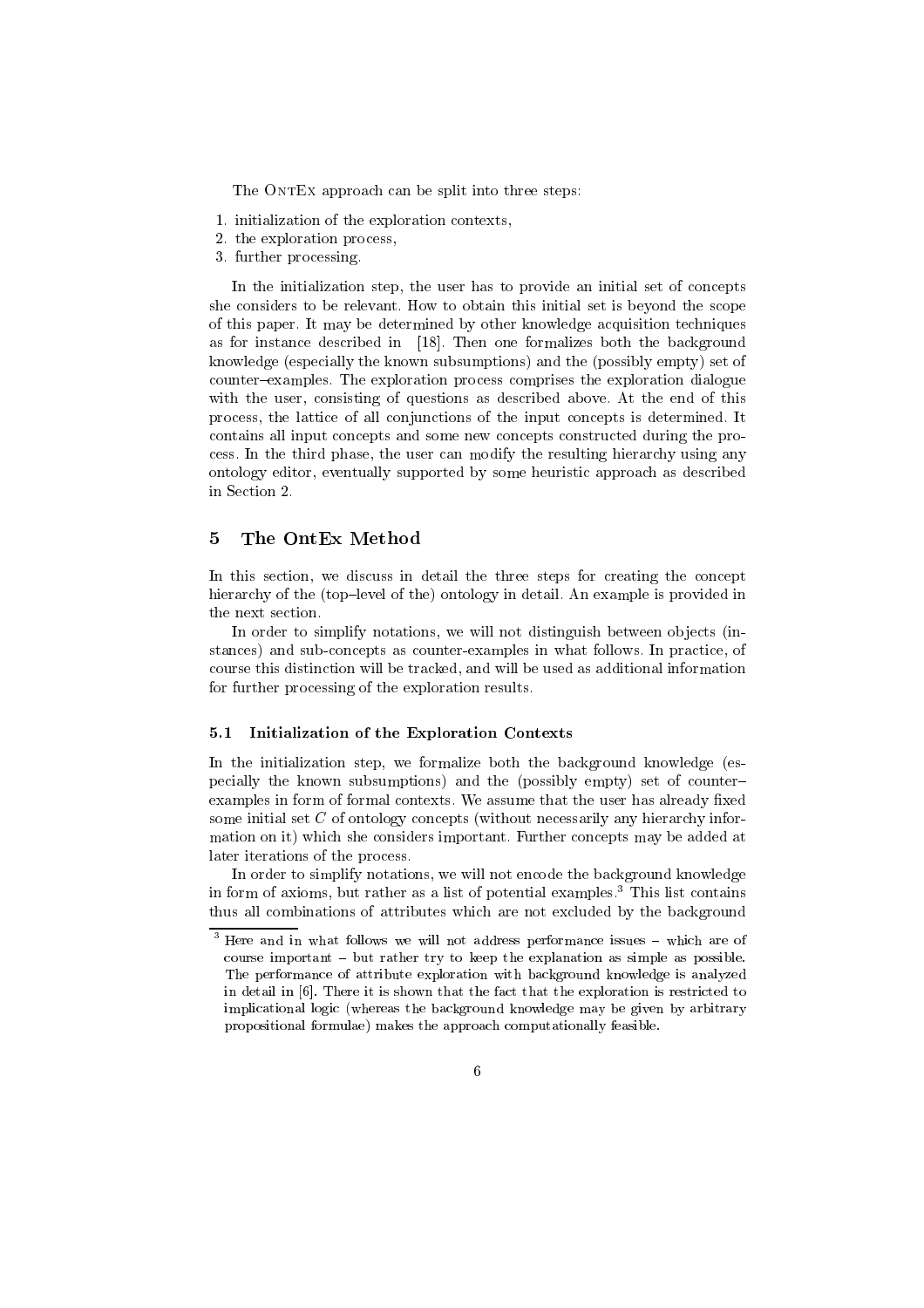The OntEx approach can be split into three steps:

1. initialization of the exploration contexts,
2. the exploration process,
3. further processing.

In the initialization step, the user has to provide an initial set of concepts she considers to be relevant. How to obtain this initial set is beyond the scope of this paper. It may be determined by other knowledge acquisition techniques as for instance described in [18]. Then one formalizes both the background knowledge (especially the known subsumptions) and the (possibly empty) set of counter–examples. The exploration process comprises the exploration dialogue with the user, consisting of questions as described above. At the end of this process, the lattice of all conjunctions of the input concepts is determined. It contains all input concepts and some new concepts constructed during the process. In the third phase, the user can modify the resulting hierarchy using any ontology editor, eventually supported by some heuristic approach as described in Section 2.

## 5 The OntEx Method

In this section, we discuss in detail the three steps for creating the concept hierarchy of the (top–level of the) ontology in detail. An example is provided in the next section.

In order to simplify notations, we will not distinguish between objects (instances) and sub-concepts as counter-examples in what follows. In practice, of course this distinction will be tracked, and will be used as additional information for further processing of the exploration results.

### 5.1 Initialization of the Exploration Contexts

In the initialization step, we formalize both the background knowledge (especially the known subsumptions) and the (possibly empty) set of counter–examples in form of formal contexts. We assume that the user has already fixed some initial set $C$ of ontology concepts (without necessarily any hierarchy information on it) which she considers important. Further concepts may be added at later iterations of the process.

In order to simplify notations, we will not encode the background knowledge in form of axioms, but rather as a list of potential examples.[3] This list contains thus all combinations of attributes which are not excluded by the background

[3] Here and in what follows we will not address performance issues – which are of course important – but rather try to keep the explanation as simple as possible. The performance of attribute exploration with background knowledge is analyzed in detail in [6]. There it is shown that the fact that the exploration is restricted to implicational logic (whereas the background knowledge may be given by arbitrary propositional formulae) makes the approach computationally feasible.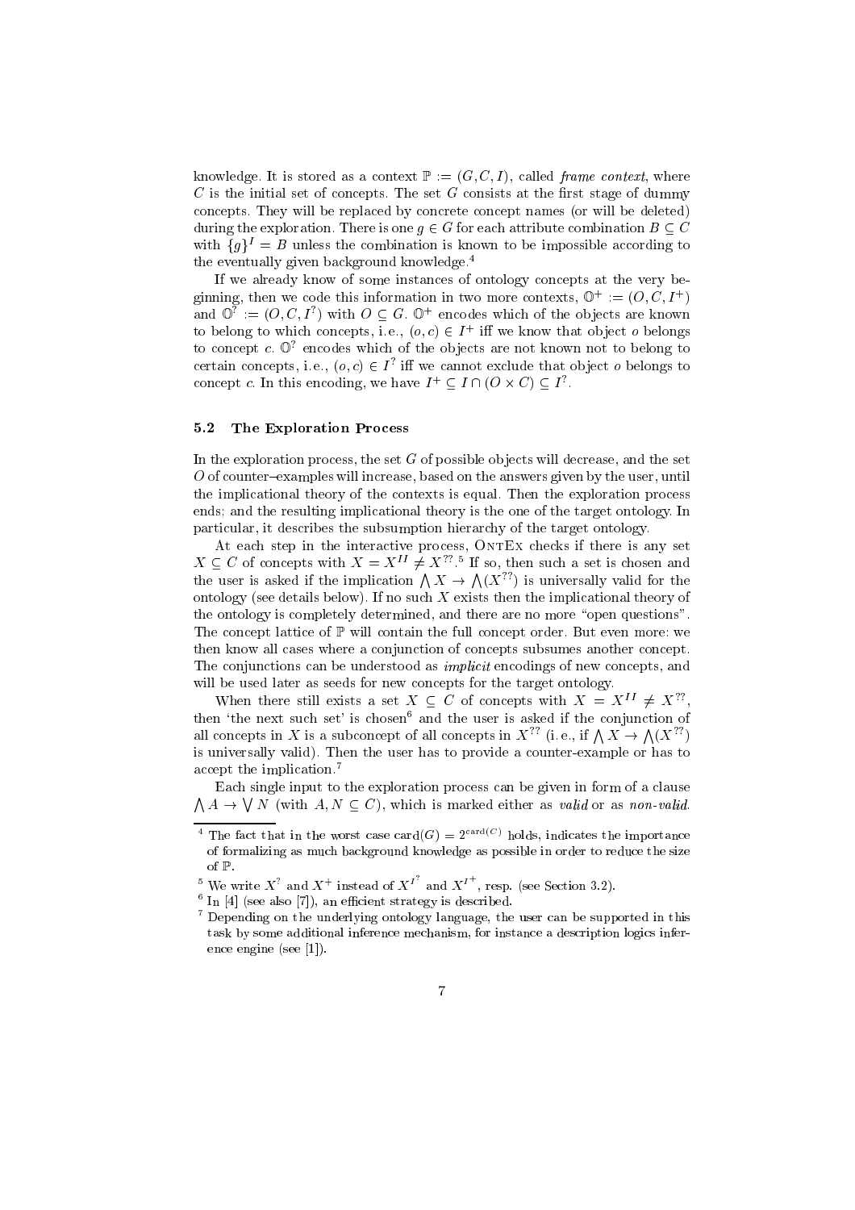knowledge. It is stored as a context $\mathbb{P} := (G, C, I)$, called *frame context*, where $C$ is the initial set of concepts. The set $G$ consists at the first stage of dummy concepts. They will be replaced by concrete concept names (or will be deleted) during the exploration. There is one $g \in G$ for each attribute combination $B \subseteq C$ with $\{g\}^I = B$ unless the combination is known to be impossible according to the eventually given background knowledge.[4]

If we already know of some instances of ontology concepts at the very beginning, then we code this information in two more contexts, $\mathbb{O}^+ := (O, C, I^+)$ and $\mathbb{O}^? := (O, C, I^?)$ with $O \subseteq G$. $\mathbb{O}^+$ encodes which of the objects are known to belong to which concepts, i.e., $(o, c) \in I^+$ iff we know that object $o$ belongs to concept $c$. $\mathbb{O}^?$ encodes which of the objects are not known not to belong to certain concepts, i.e., $(o, c) \in I^?$ iff we cannot exclude that object $o$ belongs to concept $c$. In this encoding, we have $I^+ \subseteq I \cap (O \times C) \subseteq I^?$.

### 5.2 The Exploration Process

In the exploration process, the set $G$ of possible objects will decrease, and the set $O$ of counter–examples will increase, based on the answers given by the user, until the implicational theory of the contexts is equal. Then the exploration process ends; and the resulting implicational theory is the one of the target ontology. In particular, it describes the subsumption hierarchy of the target ontology.

At each step in the interactive process, OntEx checks if there is any set $X \subseteq C$ of concepts with $X = X^{II} \neq X^{??}$.[5] If so, then such a set is chosen and the user is asked if the implication $\bigwedge X \to \bigwedge (X^{??})$ is universally valid for the ontology (see details below). If no such $X$ exists then the implicational theory of the ontology is completely determined, and there are no more "open questions". The concept lattice of $\mathbb{P}$ will contain the full concept order. But even more: we then know all cases where a conjunction of concepts subsumes another concept. The conjunctions can be understood as *implicit* encodings of new concepts, and will be used later as seeds for new concepts for the target ontology.

When there still exists a set $X \subseteq C$ of concepts with $X = X^{II} \neq X^{??}$, then 'the next such set' is chosen[6] and the user is asked if the conjunction of all concepts in $X$ is a subconcept of all concepts in $X^{??}$ (i.e., if $\bigwedge X \to \bigwedge (X^{??})$ is universally valid). Then the user has to provide a counter-example or has to accept the implication.[7]

Each single input to the exploration process can be given in form of a clause $\bigwedge A \to \bigvee N$ (with $A, N \subseteq C$), which is marked either as *valid* or as *non-valid*.

---

[4] The fact that in the worst case $\text{card}(G) = 2^{\text{card}(C)}$ holds, indicates the importance of formalizing as much background knowledge as possible in order to reduce the size of $\mathbb{P}$.

[5] We write $X^?$ and $X^+$ instead of $X^{I^?}$ and $X^{I^+}$, resp. (see Section 3.2).

[6] In [4] (see also [7]), an efficient strategy is described.

[7] Depending on the underlying ontology language, the user can be supported in this task by some additional inference mechanism, for instance a description logics inference engine (see [1]).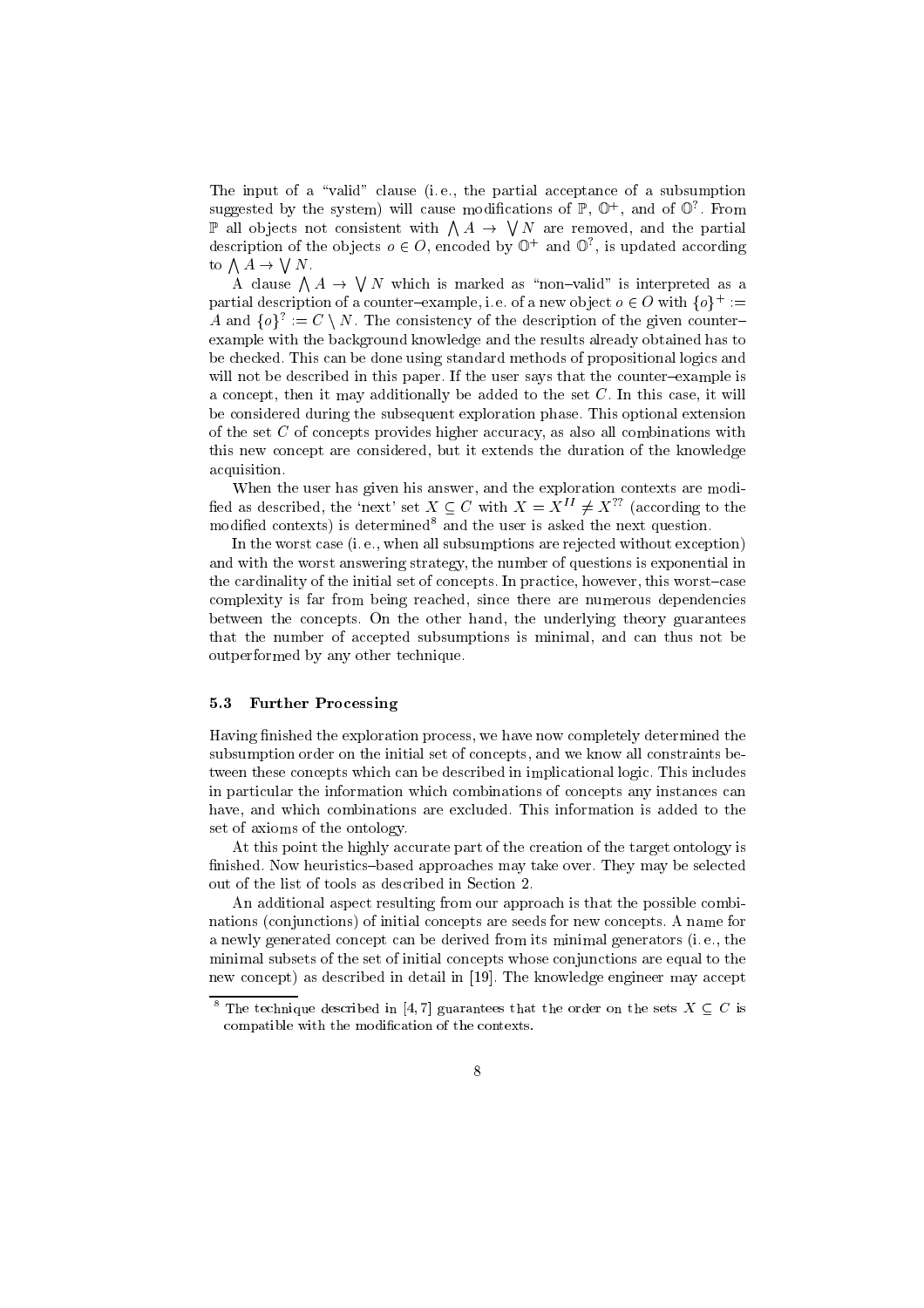The input of a "valid" clause (i. e., the partial acceptance of a subsumption suggested by the system) will cause modifications of $\mathbb{P}$, $\mathbb{O}^+$, and of $\mathbb{O}^?$. From $\mathbb{P}$ all objects not consistent with $\bigwedge A \to \bigvee N$ are removed, and the partial description of the objects $o \in O$, encoded by $\mathbb{O}^+$ and $\mathbb{O}^?$, is updated according to $\bigwedge A \to \bigvee N$.

A clause $\bigwedge A \to \bigvee N$ which is marked as "non–valid" is interpreted as a partial description of a counter–example, i. e. of a new object $o \in O$ with $\{o\}^+ := A$ and $\{o\}^? := C \setminus N$. The consistency of the description of the given counter–example with the background knowledge and the results already obtained has to be checked. This can be done using standard methods of propositional logics and will not be described in this paper. If the user says that the counter–example is a concept, then it may additionally be added to the set $C$. In this case, it will be considered during the subsequent exploration phase. This optional extension of the set $C$ of concepts provides higher accuracy, as also all combinations with this new concept are considered, but it extends the duration of the knowledge acquisition.

When the user has given his answer, and the exploration contexts are modified as described, the 'next' set $X \subseteq C$ with $X = X^{II} \neq X^{??}$ (according to the modified contexts) is determined[8] and the user is asked the next question.

In the worst case (i. e., when all subsumptions are rejected without exception) and with the worst answering strategy, the number of questions is exponential in the cardinality of the initial set of concepts. In practice, however, this worst–case complexity is far from being reached, since there are numerous dependencies between the concepts. On the other hand, the underlying theory guarantees that the number of accepted subsumptions is minimal, and can thus not be outperformed by any other technique.

### 5.3 Further Processing

Having finished the exploration process, we have now completely determined the subsumption order on the initial set of concepts, and we know all constraints between these concepts which can be described in implicational logic. This includes in particular the information which combinations of concepts any instances can have, and which combinations are excluded. This information is added to the set of axioms of the ontology.

At this point the highly accurate part of the creation of the target ontology is finished. Now heuristics–based approaches may take over. They may be selected out of the list of tools as described in Section 2.

An additional aspect resulting from our approach is that the possible combinations (conjunctions) of initial concepts are seeds for new concepts. A name for a newly generated concept can be derived from its minimal generators (i. e., the minimal subsets of the set of initial concepts whose conjunctions are equal to the new concept) as described in detail in [19]. The knowledge engineer may accept

[8] The technique described in [4, 7] guarantees that the order on the sets $X \subseteq C$ is compatible with the modification of the contexts.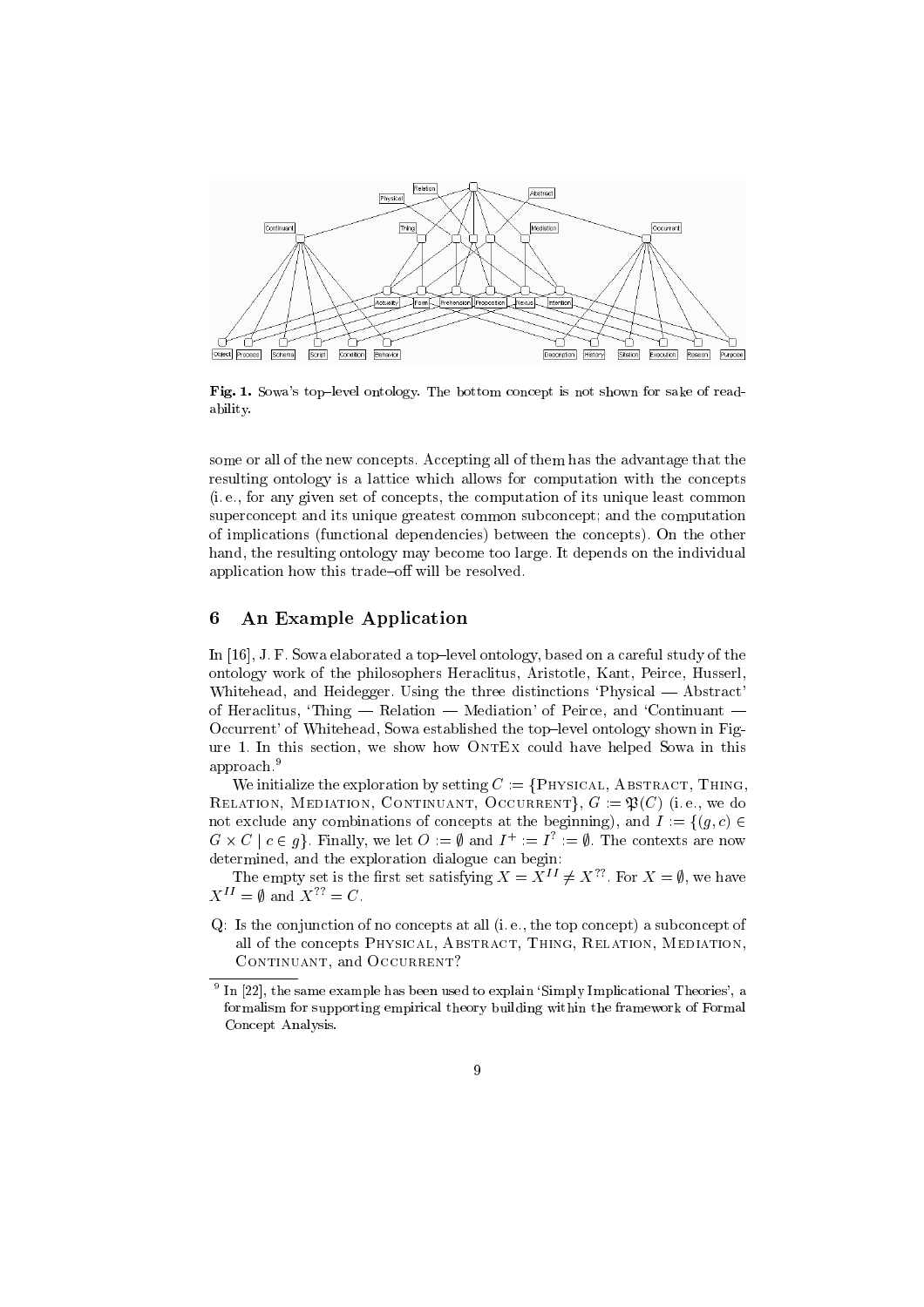**Fig. 1.** Sowa's top–level ontology. The bottom concept is not shown for sake of readability.

some or all of the new concepts. Accepting all of them has the advantage that the resulting ontology is a lattice which allows for computation with the concepts (i. e., for any given set of concepts, the computation of its unique least common superconcept and its unique greatest common subconcept; and the computation of implications (functional dependencies) between the concepts). On the other hand, the resulting ontology may become too large. It depends on the individual application how this trade–off will be resolved.

## 6 An Example Application

In [16], J. F. Sowa elaborated a top–level ontology, based on a careful study of the ontology work of the philosophers Heraclitus, Aristotle, Kant, Peirce, Husserl, Whitehead, and Heidegger. Using the three distinctions 'Physical — Abstract' of Heraclitus, 'Thing — Relation — Mediation' of Peirce, and 'Continuant — Occurrent' of Whitehead, Sowa established the top–level ontology shown in Figure 1. In this section, we show how OntEx could have helped Sowa in this approach.[9]

We initialize the exploration by setting $C := \{$Physical, Abstract, Thing, Relation, Mediation, Continuant, Occurrent$\}$, $G := \mathfrak{P}(C)$ (i. e., we do not exclude any combinations of concepts at the beginning), and $I := \{(g, c) \in G \times C \mid c \in g\}$. Finally, we let $O := \emptyset$ and $I^+ := I^? := \emptyset$. The contexts are now determined, and the exploration dialogue can begin:

The empty set is the first set satisfying $X = X^{II} \neq X^{??}$. For $X = \emptyset$, we have $X^{II} = \emptyset$ and $X^{??} = C$.

Q: Is the conjunction of no concepts at all (i. e., the top concept) a subconcept of all of the concepts Physical, Abstract, Thing, Relation, Mediation, Continuant, and Occurrent?

[9] In [22], the same example has been used to explain 'Simply Implicational Theories', a formalism for supporting empirical theory building within the framework of Formal Concept Analysis.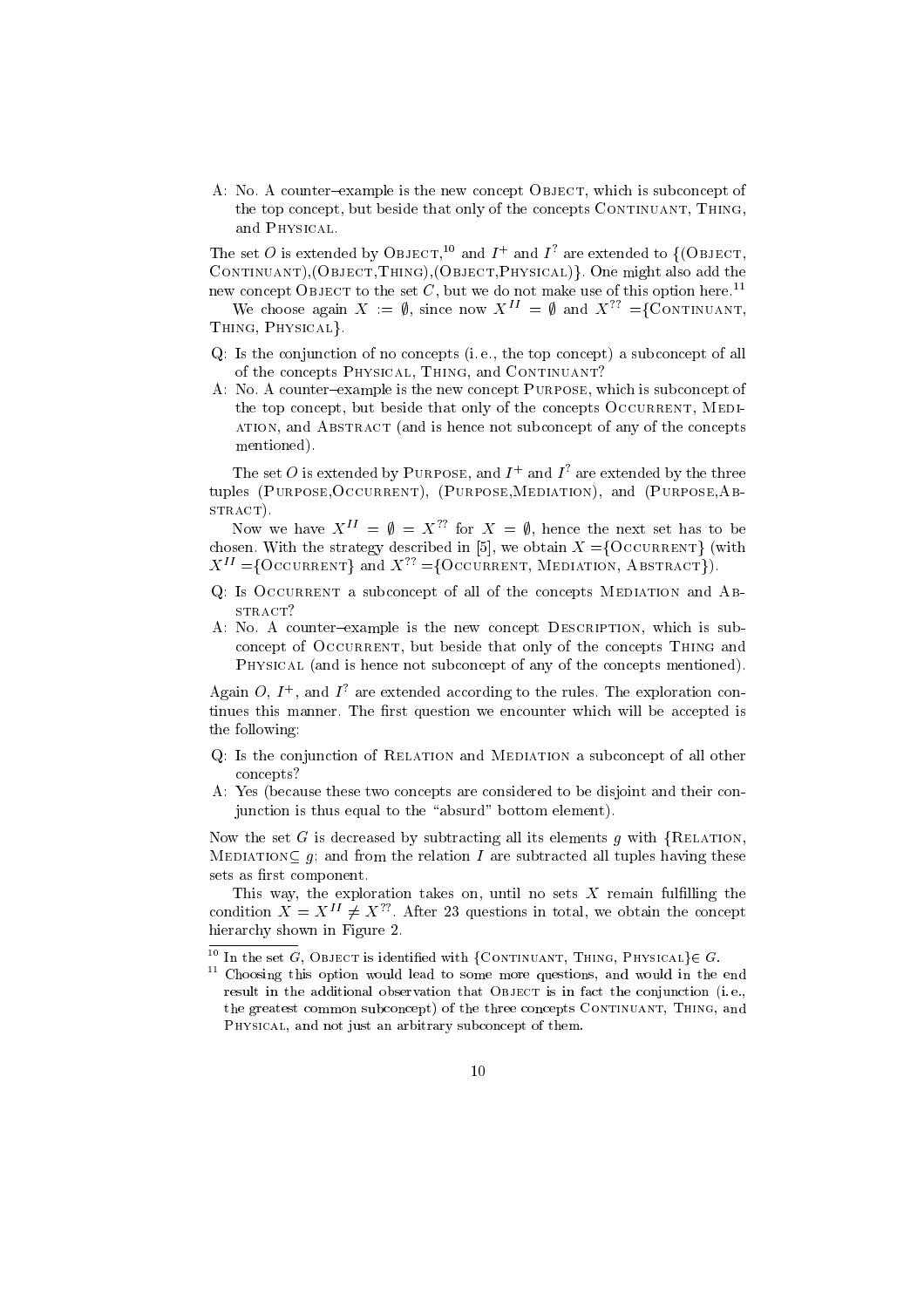A: No. A counter–example is the new concept Object, which is subconcept of the top concept, but beside that only of the concepts Continuant, Thing, and Physical.

The set $O$ is extended by Object,[10] and $I^+$ and $I^?$ are extended to {(Object, Continuant),(Object,Thing),(Object,Physical)}. One might also add the new concept Object to the set $C$, but we do not make use of this option here.[11]

We choose again $X := \emptyset$, since now $X^{II} = \emptyset$ and $X^{??} =$ {Continuant, Thing, Physical}.

Q: Is the conjunction of no concepts (i. e., the top concept) a subconcept of all of the concepts Physical, Thing, and Continuant?

A: No. A counter–example is the new concept Purpose, which is subconcept of the top concept, but beside that only of the concepts Occurrent, Mediation, and Abstract (and is hence not subconcept of any of the concepts mentioned).

The set $O$ is extended by Purpose, and $I^+$ and $I^?$ are extended by the three tuples (Purpose,Occurrent), (Purpose,Mediation), and (Purpose,Abstract).

Now we have $X^{II} = \emptyset = X^{??}$ for $X = \emptyset$, hence the next set has to be chosen. With the strategy described in [5], we obtain $X =$ {Occurrent} (with $X^{II} =$ {Occurrent} and $X^{??} =$ {Occurrent, Mediation, Abstract}).

Q: Is Occurrent a subconcept of all of the concepts Mediation and Abstract?

A: No. A counter–example is the new concept Description, which is subconcept of Occurrent, but beside that only of the concepts Thing and Physical (and is hence not subconcept of any of the concepts mentioned).

Again $O$, $I^+$, and $I^?$ are extended according to the rules. The exploration continues this manner. The first question we encounter which will be accepted is the following:

Q: Is the conjunction of Relation and Mediation a subconcept of all other concepts?

A: Yes (because these two concepts are considered to be disjoint and their conjunction is thus equal to the "absurd" bottom element).

Now the set $G$ is decreased by subtracting all its elements $g$ with {Relation, Mediation$\subseteq g$; and from the relation $I$ are subtracted all tuples having these sets as first component.

This way, the exploration takes on, until no sets $X$ remain fulfilling the condition $X = X^{II} \neq X^{??}$. After 23 questions in total, we obtain the concept hierarchy shown in Figure 2.

---

[10] In the set $G$, Object is identified with {Continuant, Thing, Physical}$\in G$.

[11] Choosing this option would lead to some more questions, and would in the end result in the additional observation that Object is in fact the conjunction (i. e., the greatest common subconcept) of the three concepts Continuant, Thing, and Physical, and not just an arbitrary subconcept of them.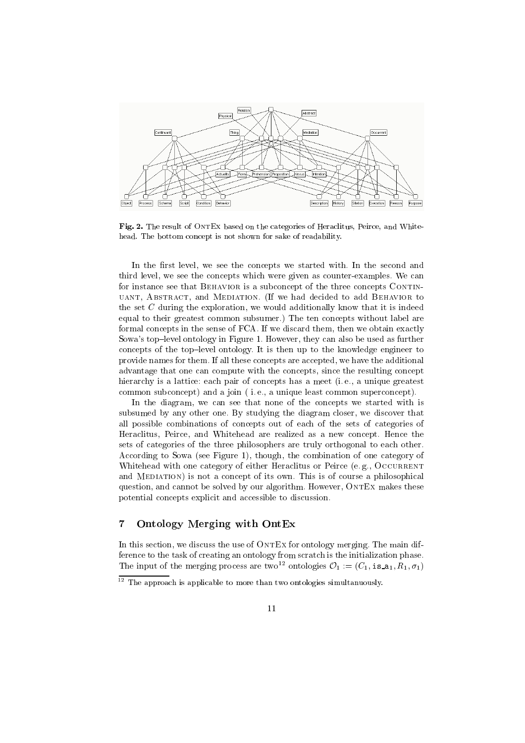**Fig. 2.** The result of OntEx based on the categories of Heraclitus, Peirce, and Whitehead. The bottom concept is not shown for sake of readability.

In the first level, we see the concepts we started with. In the second and third level, we see the concepts which were given as counter-examples. We can for instance see that Behavior is a subconcept of the three concepts Continuant, Abstract, and Mediation. (If we had decided to add Behavior to the set $C$ during the exploration, we would additionally know that it is indeed equal to their greatest common subsumer.) The ten concepts without label are formal concepts in the sense of FCA. If we discard them, then we obtain exactly Sowa's top–level ontology in Figure 1. However, they can also be used as further concepts of the top–level ontology. It is then up to the knowledge engineer to provide names for them. If all these concepts are accepted, we have the additional advantage that one can compute with the concepts, since the resulting concept hierarchy is a lattice: each pair of concepts has a meet (i. e., a unique greatest common subconcept) and a join ( i. e., a unique least common superconcept).

In the diagram, we can see that none of the concepts we started with is subsumed by any other one. By studying the diagram closer, we discover that all possible combinations of concepts out of each of the sets of categories of Heraclitus, Peirce, and Whitehead are realized as a new concept. Hence the sets of categories of the three philosophers are truly orthogonal to each other. According to Sowa (see Figure 1), though, the combination of one category of Whitehead with one category of either Heraclitus or Peirce (e. g., Occurrent and Mediation) is not a concept of its own. This is of course a philosophical question, and cannot be solved by our algorithm. However, OntEx makes these potential concepts explicit and accessible to discussion.

## 7 Ontology Merging with OntEx

In this section, we discuss the use of OntEx for ontology merging. The main difference to the task of creating an ontology from scratch is the initialization phase. The input of the merging process are two[12] ontologies $\mathcal{O}_1 := (C_1, \mathtt{is\_a}_1, R_1, \sigma_1)$

[12] The approach is applicable to more than two ontologies simultanuously.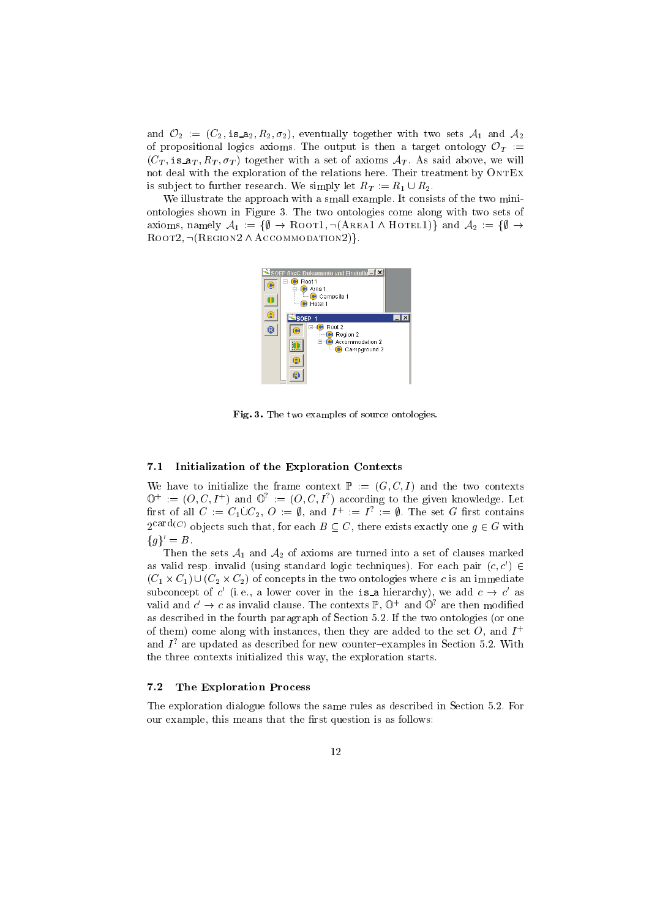and $\mathcal{O}_2 := (C_2, \mathtt{is\_a}_2, R_2, \sigma_2)$, eventually together with two sets $\mathcal{A}_1$ and $\mathcal{A}_2$ of propositional logics axioms. The output is then a target ontology $\mathcal{O}_T := (C_T, \mathtt{is\_a}_T, R_T, \sigma_T)$ together with a set of axioms $\mathcal{A}_T$. As said above, we will not deal with the exploration of the relations here. Their treatment by OntEx is subject to further research. We simply let $R_T := R_1 \cup R_2$.

We illustrate the approach with a small example. It consists of the two mini-ontologies shown in Figure 3. The two ontologies come along with two sets of axioms, namely $\mathcal{A}_1 := \{\emptyset \rightarrow \text{Root1}, \neg(\text{Area1} \wedge \text{Hotel1})\}$ and $\mathcal{A}_2 := \{\emptyset \rightarrow \text{Root2}, \neg(\text{Region2} \wedge \text{Accommodation2})\}$.

**Fig. 3.** The two examples of source ontologies.

### 7.1 Initialization of the Exploration Contexts

We have to initialize the frame context $\mathbb{P} := (G, C, I)$ and the two contexts $\mathbb{O}^+ := (O, C, I^+)$ and $\mathbb{O}^? := (O, C, I^?)$ according to the given knowledge. Let first of all $C := C_1 \dot{\cup} C_2$, $O := \emptyset$, and $I^+ := I^? := \emptyset$. The set $G$ first contains $2^{\operatorname{card}(C)}$ objects such that, for each $B \subseteq C$, there exists exactly one $g \in G$ with $\{g\}' = B$.

Then the sets $\mathcal{A}_1$ and $\mathcal{A}_2$ of axioms are turned into a set of clauses marked as valid resp. invalid (using standard logic techniques). For each pair $(c, c') \in (C_1 \times C_1) \cup (C_2 \times C_2)$ of concepts in the two ontologies where $c$ is an immediate subconcept of $c'$ (i.e., a lower cover in the is_a hierarchy), we add $c \rightarrow c'$ as valid and $c' \rightarrow c$ as invalid clause. The contexts $\mathbb{P}$, $\mathbb{O}^+$ and $\mathbb{O}^?$ are then modified as described in the fourth paragraph of Section 5.2. If the two ontologies (or one of them) come along with instances, then they are added to the set $O$, and $I^+$ and $I^?$ are updated as described for new counter–examples in Section 5.2. With the three contexts initialized this way, the exploration starts.

### 7.2 The Exploration Process

The exploration dialogue follows the same rules as described in Section 5.2. For our example, this means that the first question is as follows: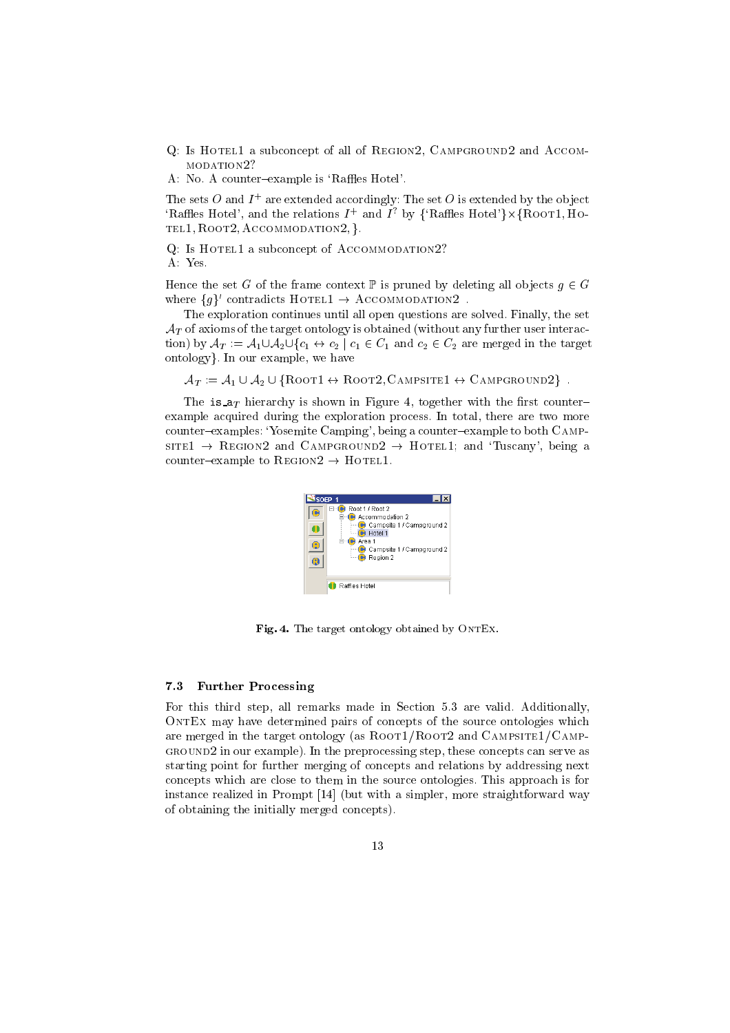Q: Is HOTEL1 a subconcept of all of REGION2, CAMPGROUND2 and ACCOMMODATION2?
A: No. A counter–example is 'Raffles Hotel'.

The sets $O$ and $I^+$ are extended accordingly: The set $O$ is extended by the object 'Raffles Hotel', and the relations $I^+$ and $I^?$ by {'Raffles Hotel'}×{ROOT1, HOTEL1, ROOT2, ACCOMMODATION2, }.

Q: Is HOTEL1 a subconcept of ACCOMMODATION2?
A: Yes.

Hence the set $G$ of the frame context $\mathbb{P}$ is pruned by deleting all objects $g \in G$ where $\{g\}'$ contradicts HOTEL1 → ACCOMMODATION2 .

The exploration continues until all open questions are solved. Finally, the set $\mathcal{A}_T$ of axioms of the target ontology is obtained (without any further user interaction) by $\mathcal{A}_T := \mathcal{A}_1 \cup \mathcal{A}_2 \cup \{c_1 \leftrightarrow c_2 \mid c_1 \in C_1$ and $c_2 \in C_2$ are merged in the target ontology$\}$. In our example, we have

$$\mathcal{A}_T := \mathcal{A}_1 \cup \mathcal{A}_2 \cup \{\text{ROOT1} \leftrightarrow \text{ROOT2}, \text{CAMPSITE1} \leftrightarrow \text{CAMPGROUND2}\} \ .$$

The $\texttt{is\_a}_T$ hierarchy is shown in Figure 4, together with the first counter–example acquired during the exploration process. In total, there are two more counter–examples: 'Yosemite Camping', being a counter–example to both CAMPSITE1 → REGION2 and CAMPGROUND2 → HOTEL1; and 'Tuscany', being a counter–example to REGION2 → HOTEL1.

**Fig. 4.** The target ontology obtained by ONTEX.

### 7.3 Further Processing

For this third step, all remarks made in Section 5.3 are valid. Additionally, ONTEX may have determined pairs of concepts of the source ontologies which are merged in the target ontology (as ROOT1/ROOT2 and CAMPSITE1/CAMPGROUND2 in our example). In the preprocessing step, these concepts can serve as starting point for further merging of concepts and relations by addressing next concepts which are close to them in the source ontologies. This approach is for instance realized in Prompt [14] (but with a simpler, more straightforward way of obtaining the initially merged concepts).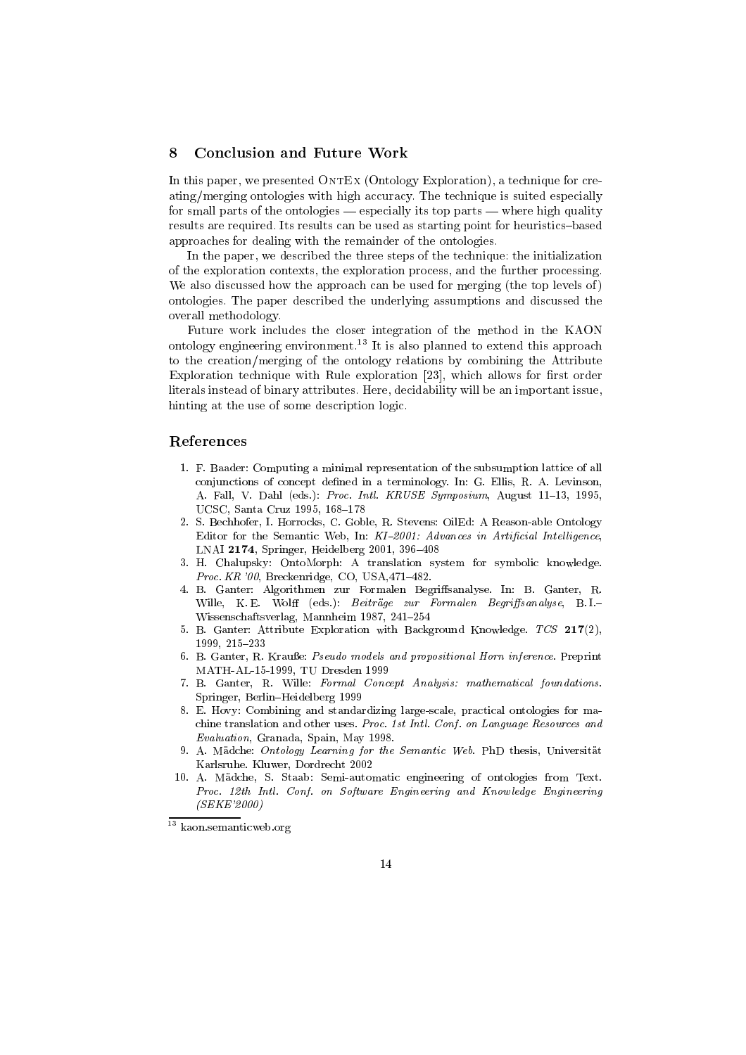## 8 Conclusion and Future Work

In this paper, we presented OntEx (Ontology Exploration), a technique for creating/merging ontologies with high accuracy. The technique is suited especially for small parts of the ontologies — especially its top parts — where high quality results are required. Its results can be used as starting point for heuristics–based approaches for dealing with the remainder of the ontologies.

In the paper, we described the three steps of the technique: the initialization of the exploration contexts, the exploration process, and the further processing. We also discussed how the approach can be used for merging (the top levels of) ontologies. The paper described the underlying assumptions and discussed the overall methodology.

Future work includes the closer integration of the method in the KAON ontology engineering environment.[13] It is also planned to extend this approach to the creation/merging of the ontology relations by combining the Attribute Exploration technique with Rule exploration [23], which allows for first order literals instead of binary attributes. Here, decidability will be an important issue, hinting at the use of some description logic.

## References

1. F. Baader: Computing a minimal representation of the subsumption lattice of all conjunctions of concept defined in a terminology. In: G. Ellis, R. A. Levinson, A. Fall, V. Dahl (eds.): *Proc. Intl. KRUSE Symposium*, August 11–13, 1995, UCSC, Santa Cruz 1995, 168–178
2. S. Bechhofer, I. Horrocks, C. Goble, R. Stevens: OilEd: A Reason-able Ontology Editor for the Semantic Web, In: *KI–2001: Advances in Artificial Intelligence*, LNAI **2174**, Springer, Heidelberg 2001, 396–408
3. H. Chalupsky: OntoMorph: A translation system for symbolic knowledge. *Proc. KR '00*, Breckenridge, CO, USA,471–482.
4. B. Ganter: Algorithmen zur Formalen Begriffsanalyse. In: B. Ganter, R. Wille, K. E. Wolff (eds.): *Beiträge zur Formalen Begriffsanalyse*, B. I.–Wissenschaftsverlag, Mannheim 1987, 241–254
5. B. Ganter: Attribute Exploration with Background Knowledge. *TCS* **217**(2), 1999, 215–233
6. B. Ganter, R. Krauße: *Pseudo models and propositional Horn inference*. Preprint MATH-AL-15-1999, TU Dresden 1999
7. B. Ganter, R. Wille: *Formal Concept Analysis: mathematical foundations*. Springer, Berlin–Heidelberg 1999
8. E. Hovy: Combining and standardizing large-scale, practical ontologies for machine translation and other uses. *Proc. 1st Intl. Conf. on Language Resources and Evaluation*, Granada, Spain, May 1998.
9. A. Mädche: *Ontology Learning for the Semantic Web*. PhD thesis, Universität Karlsruhe. Kluwer, Dordrecht 2002
10. A. Mädche, S. Staab: Semi-automatic engineering of ontologies from Text. *Proc. 12th Intl. Conf. on Software Engineering and Knowledge Engineering (SEKE'2000)*

[13] kaon.semanticweb.org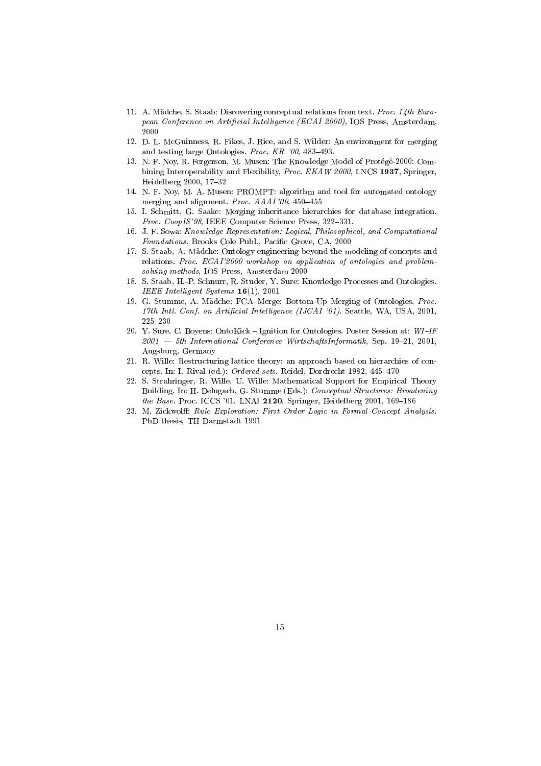11. A. Mädche, S. Staab: Discovering conceptual relations from text. *Proc. 14th European Conference on Artificial Intelligence (ECAI 2000)*, IOS Press, Amsterdam, 2000
12. D. L. McGuinness, R. Fikes, J. Rice, and S. Wilder: An environment for merging and testing large Ontologies. *Proc. KR '00*, 483–493.
13. N. F. Noy, R. Fergerson, M. Musen: The Knowledge Model of Protégé-2000: Combining Interoperability and Flexibility, *Proc. EKAW 2000*, LNCS **1937**, Springer, Heidelberg 2000, 17–32
14. N. F. Noy, M. A. Musen: PROMPT: algorithm and tool for automated ontology merging and alignment. *Proc. AAAI '00*, 450–455
15. I. Schmitt, G. Saake: Merging inheritance hierarchies for database integration. *Proc. CoopIS'98*, IEEE Computer Science Press, 322–331.
16. J. F. Sowa: *Knowledge Representation: Logical, Philosophical, and Computational Foundations*. Brooks Cole Publ., Pacific Grove, CA, 2000
17. S. Staab, A. Mädche: Ontology engineering beyond the modeling of concepts and relations. *Proc. ECAI'2000 workshop on application of ontologies and problem-solving methods*, IOS Press, Amsterdam 2000
18. S. Staab, H.-P. Schnurr, R. Studer, Y. Sure: Knowledge Processes and Ontologies. *IEEE Intelligent Systems* **16**(1), 2001
19. G. Stumme, A. Mädche: FCA–Merge: Bottom-Up Merging of Ontologies. *Proc. 17th Intl. Conf. on Artificial Intelligence (IJCAI '01)*. Seattle, WA, USA, 2001, 225–230
20. Y. Sure, C. Boyens: OntoKick – Ignition for Ontologies. Poster Session at: *WI–IF 2001 — 5th International Conference WirtschaftsInformatik*, Sep. 19–21, 2001, Augsburg, Germany
21. R. Wille: Restructuring lattice theory: an approach based on hierarchies of concepts. In: I. Rival (ed.): *Ordered sets*. Reidel, Dordrecht 1982, 445–470
22. S. Strahringer, R. Wille, U. Wille: Mathematical Support for Empirical Theory Building. In: H. Delugach, G. Stumme (Eds.): *Conceptual Structures: Broadening the Base*. Proc. ICCS '01. LNAI **2120**, Springer, Heidelberg 2001, 169–186
23. M. Zickwolff: *Rule Exploration: First Order Logic in Formal Concept Analysis*. PhD thesis, TH Darmstadt 1991